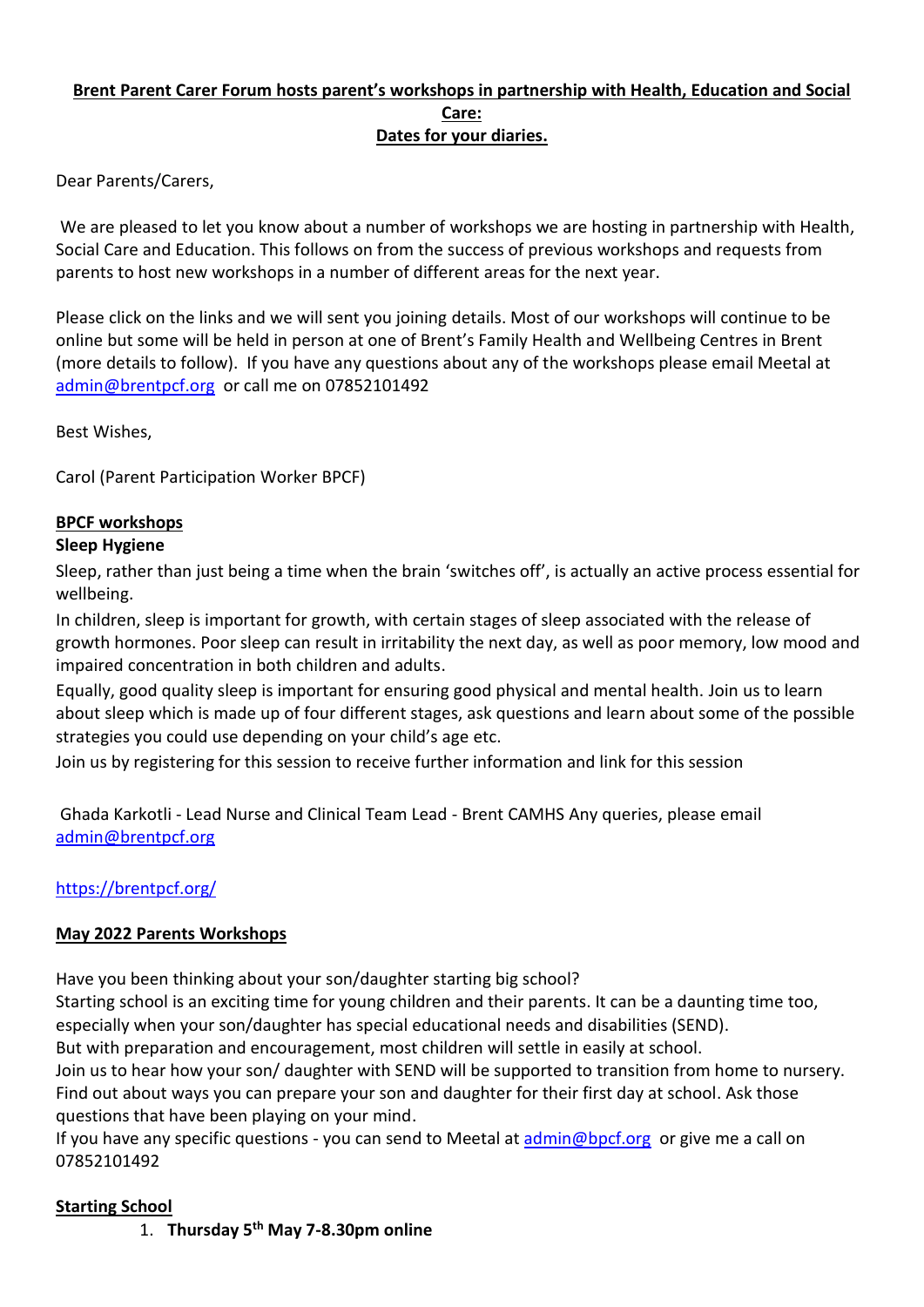**Brent Parent Carer Forum hosts parent's workshops in partnership with Health, Education and Social Care:**
**Dates for your diaries.**

Dear Parents/Carers,

We are pleased to let you know about a number of workshops we are hosting in partnership with Health, Social Care and Education. This follows on from the success of previous workshops and requests from parents to host new workshops in a number of different areas for the next year.

Please click on the links and we will sent you joining details. Most of our workshops will continue to be online but some will be held in person at one of Brent's Family Health and Wellbeing Centres in Brent (more details to follow). If you have any questions about any of the workshops please email Meetal at admin@brentpcf.org or call me on 07852101492

Best Wishes,

Carol (Parent Participation Worker BPCF)

## BPCF workshops

### Sleep Hygiene

Sleep, rather than just being a time when the brain 'switches off', is actually an active process essential for wellbeing.

In children, sleep is important for growth, with certain stages of sleep associated with the release of growth hormones. Poor sleep can result in irritability the next day, as well as poor memory, low mood and impaired concentration in both children and adults.

Equally, good quality sleep is important for ensuring good physical and mental health. Join us to learn about sleep which is made up of four different stages, ask questions and learn about some of the possible strategies you could use depending on your child's age etc.

Join us by registering for this session to receive further information and link for this session

Ghada Karkotli - Lead Nurse and Clinical Team Lead - Brent CAMHS Any queries, please email admin@brentpcf.org

https://brentpcf.org/

## May 2022 Parents Workshops

Have you been thinking about your son/daughter starting big school?

Starting school is an exciting time for young children and their parents. It can be a daunting time too, especially when your son/daughter has special educational needs and disabilities (SEND).

But with preparation and encouragement, most children will settle in easily at school.

Join us to hear how your son/ daughter with SEND will be supported to transition from home to nursery. Find out about ways you can prepare your son and daughter for their first day at school. Ask those questions that have been playing on your mind.

If you have any specific questions - you can send to Meetal at admin@bpcf.org or give me a call on 07852101492

## Starting School

1. **Thursday 5th May 7-8.30pm online**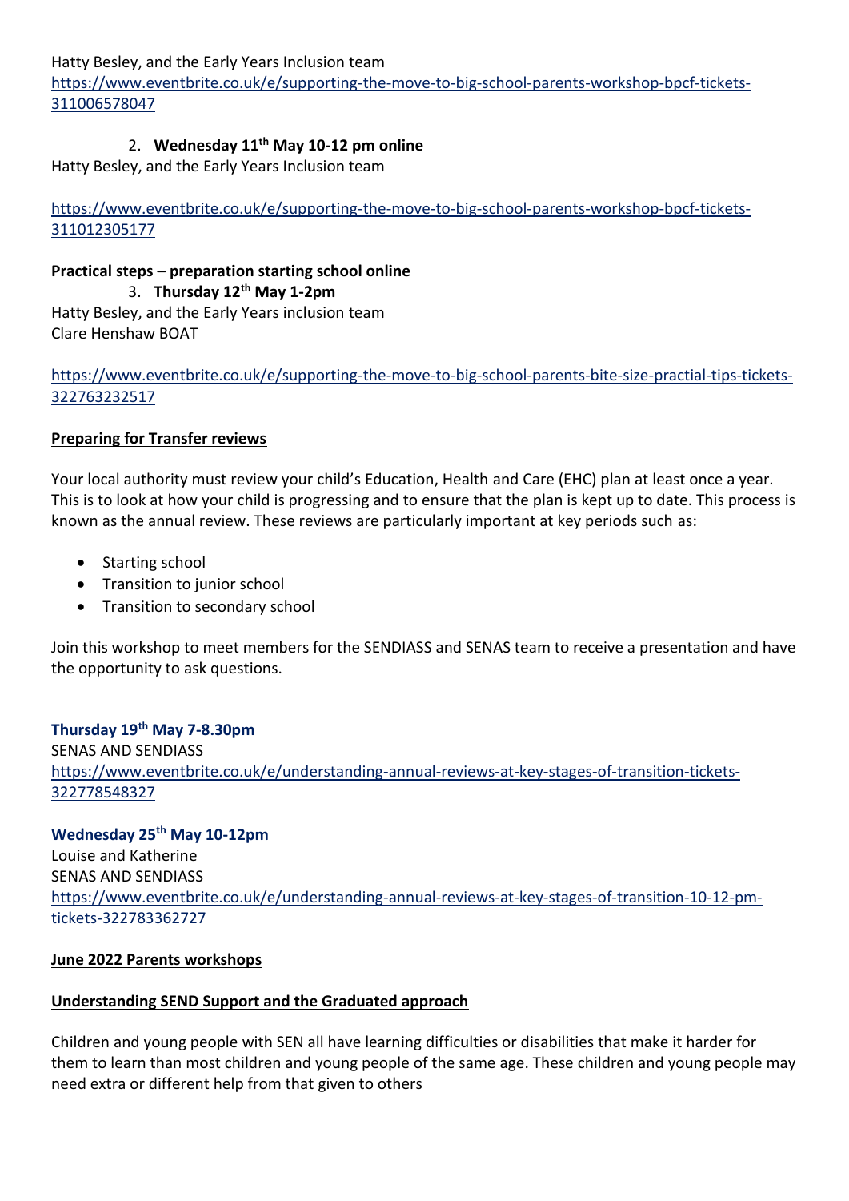Hatty Besley, and the Early Years Inclusion team
https://www.eventbrite.co.uk/e/supporting-the-move-to-big-school-parents-workshop-bpcf-tickets-311006578047

2. **Wednesday 11th May 10-12 pm online**

Hatty Besley, and the Early Years Inclusion team

https://www.eventbrite.co.uk/e/supporting-the-move-to-big-school-parents-workshop-bpcf-tickets-311012305177

**Practical steps – preparation starting school online**

3. **Thursday 12th May 1-2pm**

Hatty Besley, and the Early Years inclusion team
Clare Henshaw BOAT

https://www.eventbrite.co.uk/e/supporting-the-move-to-big-school-parents-bite-size-practial-tips-tickets-322763232517

**Preparing for Transfer reviews**

Your local authority must review your child's Education, Health and Care (EHC) plan at least once a year. This is to look at how your child is progressing and to ensure that the plan is kept up to date. This process is known as the annual review. These reviews are particularly important at key periods such as:

- Starting school
- Transition to junior school
- Transition to secondary school

Join this workshop to meet members for the SENDIASS and SENAS team to receive a presentation and have the opportunity to ask questions.

**Thursday 19th May 7-8.30pm**
SENAS AND SENDIASS
https://www.eventbrite.co.uk/e/understanding-annual-reviews-at-key-stages-of-transition-tickets-322778548327

**Wednesday 25th May 10-12pm**
Louise and Katherine
SENAS AND SENDIASS
https://www.eventbrite.co.uk/e/understanding-annual-reviews-at-key-stages-of-transition-10-12-pm-tickets-322783362727

**June 2022 Parents workshops**

**Understanding SEND Support and the Graduated approach**

Children and young people with SEN all have learning difficulties or disabilities that make it harder for them to learn than most children and young people of the same age. These children and young people may need extra or different help from that given to others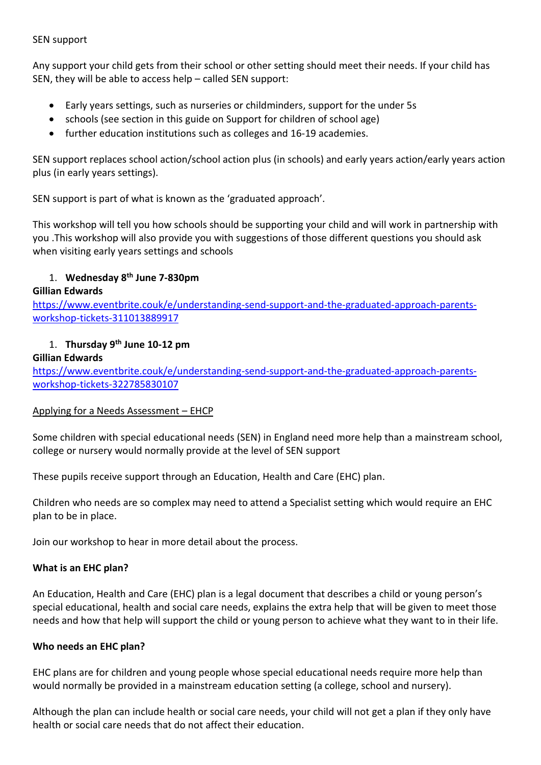SEN support

Any support your child gets from their school or other setting should meet their needs. If your child has SEN, they will be able to access help – called SEN support:

- Early years settings, such as nurseries or childminders, support for the under 5s
- schools (see section in this guide on Support for children of school age)
- further education institutions such as colleges and 16-19 academies.

SEN support replaces school action/school action plus (in schools) and early years action/early years action plus (in early years settings).

SEN support is part of what is known as the 'graduated approach'.

This workshop will tell you how schools should be supporting your child and will work in partnership with you .This workshop will also provide you with suggestions of those different questions you should ask when visiting early years settings and schools

1. **Wednesday 8th June 7-830pm**

**Gillian Edwards**
https://www.eventbrite.co.uk/e/understanding-send-support-and-the-graduated-approach-parents-workshop-tickets-311013889917

1. **Thursday 9th June 10-12 pm**

**Gillian Edwards**
https://www.eventbrite.co.uk/e/understanding-send-support-and-the-graduated-approach-parents-workshop-tickets-322785830107

Applying for a Needs Assessment – EHCP

Some children with special educational needs (SEN) in England need more help than a mainstream school, college or nursery would normally provide at the level of SEN support

These pupils receive support through an Education, Health and Care (EHC) plan.

Children who needs are so complex may need to attend a Specialist setting which would require an EHC plan to be in place.

Join our workshop to hear in more detail about the process.

**What is an EHC plan?**

An Education, Health and Care (EHC) plan is a legal document that describes a child or young person's special educational, health and social care needs, explains the extra help that will be given to meet those needs and how that help will support the child or young person to achieve what they want to in their life.

**Who needs an EHC plan?**

EHC plans are for children and young people whose special educational needs require more help than would normally be provided in a mainstream education setting (a college, school and nursery).

Although the plan can include health or social care needs, your child will not get a plan if they only have health or social care needs that do not affect their education.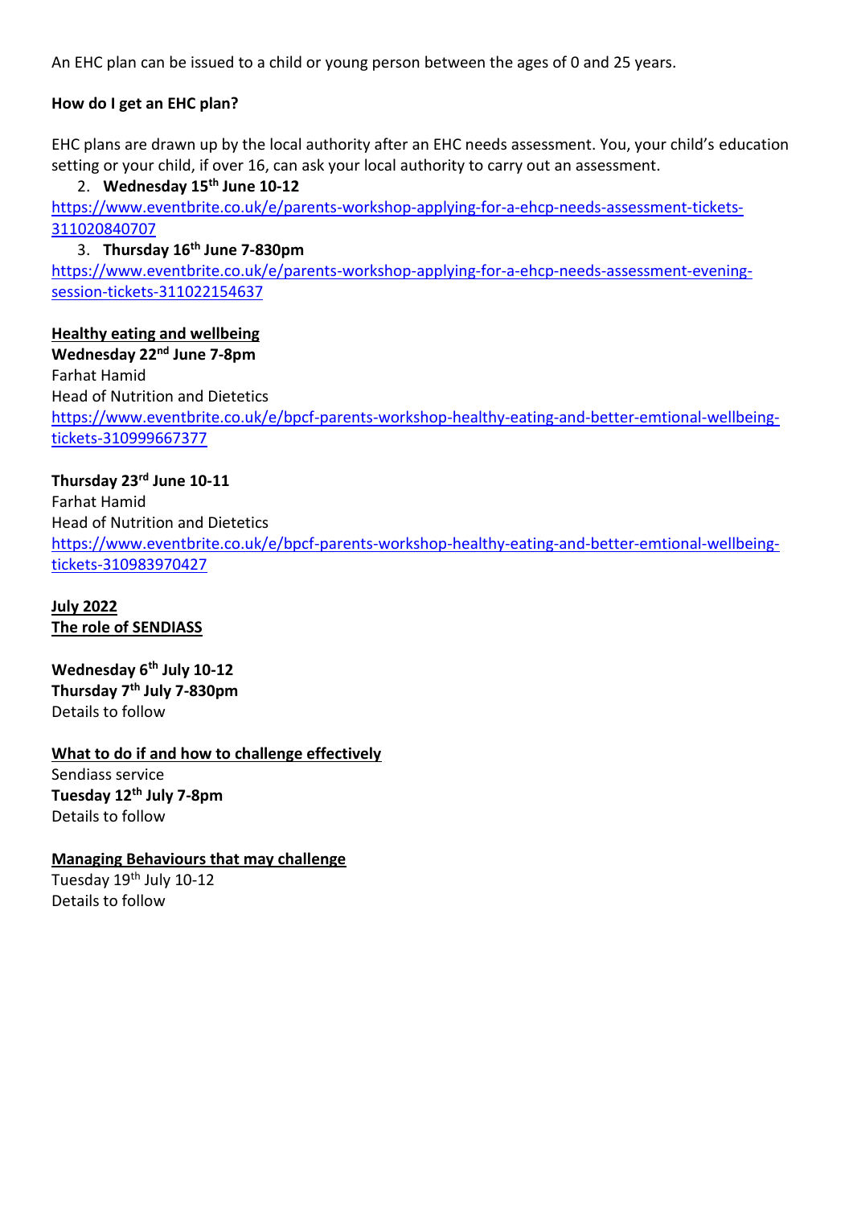An EHC plan can be issued to a child or young person between the ages of 0 and 25 years.

**How do I get an EHC plan?**

EHC plans are drawn up by the local authority after an EHC needs assessment. You, your child's education setting or your child, if over 16, can ask your local authority to carry out an assessment.

2. **Wednesday 15th June 10-12**

[https://www.eventbrite.co.uk/e/parents-workshop-applying-for-a-ehcp-needs-assessment-tickets-311020840707](https://www.eventbrite.co.uk/e/parents-workshop-applying-for-a-ehcp-needs-assessment-tickets-311020840707)

3. **Thursday 16th June 7-830pm**

[https://www.eventbrite.co.uk/e/parents-workshop-applying-for-a-ehcp-needs-assessment-evening-session-tickets-311022154637](https://www.eventbrite.co.uk/e/parents-workshop-applying-for-a-ehcp-needs-assessment-evening-session-tickets-311022154637)

**Healthy eating and wellbeing**

**Wednesday 22nd June 7-8pm**
Farhat Hamid
Head of Nutrition and Dietetics
[https://www.eventbrite.co.uk/e/bpcf-parents-workshop-healthy-eating-and-better-emtional-wellbeing-tickets-310999667377](https://www.eventbrite.co.uk/e/bpcf-parents-workshop-healthy-eating-and-better-emtional-wellbeing-tickets-310999667377)

**Thursday 23rd June 10-11**
Farhat Hamid
Head of Nutrition and Dietetics
[https://www.eventbrite.co.uk/e/bpcf-parents-workshop-healthy-eating-and-better-emtional-wellbeing-tickets-310983970427](https://www.eventbrite.co.uk/e/bpcf-parents-workshop-healthy-eating-and-better-emtional-wellbeing-tickets-310983970427)

**July 2022**

**The role of SENDIASS**

**Wednesday 6th July 10-12**
**Thursday 7th July 7-830pm**
Details to follow

**What to do if and how to challenge effectively**
Sendiass service
**Tuesday 12th July 7-8pm**
Details to follow

**Managing Behaviours that may challenge**
Tuesday 19th July 10-12
Details to follow